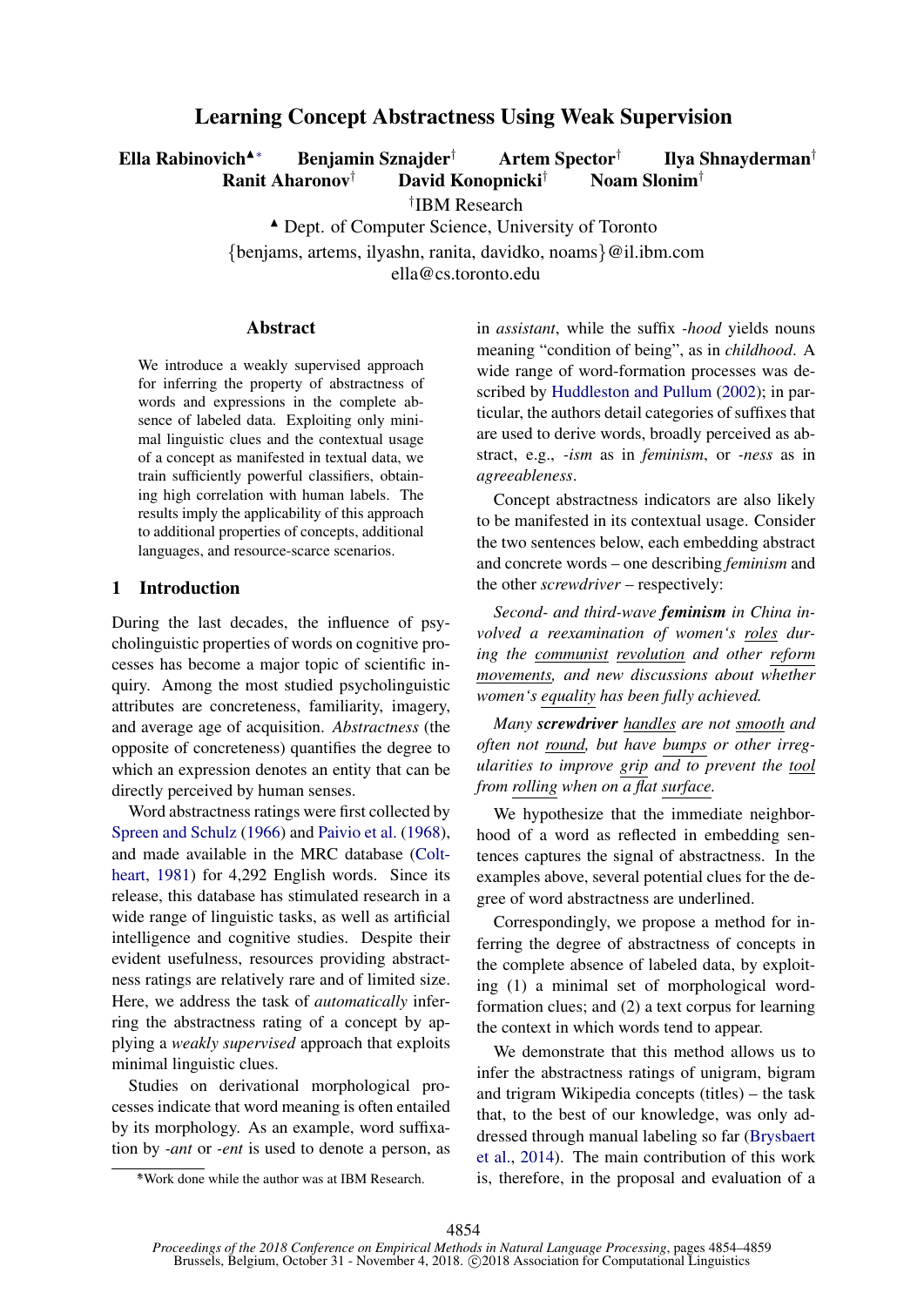# Learning Concept Abstractness Using Weak Supervision

**Ella Rabinovich**[♠*] **Benjamin Sznajder**[†] **Artem Spector**[†] **Ilya Shnayderman**[†] **Ranit Aharonov**[†] **David Konopnicki**[†] **Noam Slonim**[†]

[†]IBM Research

[♠] Dept. of Computer Science, University of Toronto

{benjams, artems, ilyashn, ranita, davidko, noams}@il.ibm.com

ella@cs.toronto.edu

## Abstract

We introduce a weakly supervised approach for inferring the property of abstractness of words and expressions in the complete absence of labeled data. Exploiting only minimal linguistic clues and the contextual usage of a concept as manifested in textual data, we train sufficiently powerful classifiers, obtaining high correlation with human labels. The results imply the applicability of this approach to additional properties of concepts, additional languages, and resource-scarce scenarios.

## 1 Introduction

During the last decades, the influence of psycholinguistic properties of words on cognitive processes has become a major topic of scientific inquiry. Among the most studied psycholinguistic attributes are concreteness, familiarity, imagery, and average age of acquisition. *Abstractness* (the opposite of concreteness) quantifies the degree to which an expression denotes an entity that can be directly perceived by human senses.

Word abstractness ratings were first collected by Spreen and Schulz (1966) and Paivio et al. (1968), and made available in the MRC database (Coltheart, 1981) for 4,292 English words. Since its release, this database has stimulated research in a wide range of linguistic tasks, as well as artificial intelligence and cognitive studies. Despite their evident usefulness, resources providing abstractness ratings are relatively rare and of limited size. Here, we address the task of *automatically* inferring the abstractness rating of a concept by applying a *weakly supervised* approach that exploits minimal linguistic clues.

Studies on derivational morphological processes indicate that word meaning is often entailed by its morphology. As an example, word suffixation by *-ant* or *-ent* is used to denote a person, as in *assistant*, while the suffix *-hood* yields nouns meaning "condition of being", as in *childhood*. A wide range of word-formation processes was described by Huddleston and Pullum (2002); in particular, the authors detail categories of suffixes that are used to derive words, broadly perceived as abstract, e.g., *-ism* as in *feminism*, or *-ness* as in *agreeableness*.

Concept abstractness indicators are also likely to be manifested in its contextual usage. Consider the two sentences below, each embedding abstract and concrete words – one describing *feminism* and the other *screwdriver* – respectively:

*Second- and third-wave* ***feminism*** *in China involved a reexamination of women's* <u>*roles*</u> *during the* <u>*communist*</u> <u>*revolution*</u> *and other* <u>*reform*</u> <u>*movements,*</u> *and new discussions about whether women's* <u>*equality*</u> *has been fully achieved.*

*Many* ***screwdriver*** <u>*handles*</u> *are not* <u>*smooth*</u> *and often not* <u>*round,*</u> *but have* <u>*bumps*</u> *or other irregularities to improve* <u>*grip*</u> *and to prevent the* <u>*tool*</u> *from* <u>*rolling*</u> *when on a flat* <u>*surface.*</u>

We hypothesize that the immediate neighborhood of a word as reflected in embedding sentences captures the signal of abstractness. In the examples above, several potential clues for the degree of word abstractness are underlined.

Correspondingly, we propose a method for inferring the degree of abstractness of concepts in the complete absence of labeled data, by exploiting (1) a minimal set of morphological word-formation clues; and (2) a text corpus for learning the context in which words tend to appear.

We demonstrate that this method allows us to infer the abstractness ratings of unigram, bigram and trigram Wikipedia concepts (titles) – the task that, to the best of our knowledge, was only addressed through manual labeling so far (Brysbaert et al., 2014). The main contribution of this work is, therefore, in the proposal and evaluation of a

*Work done while the author was at IBM Research.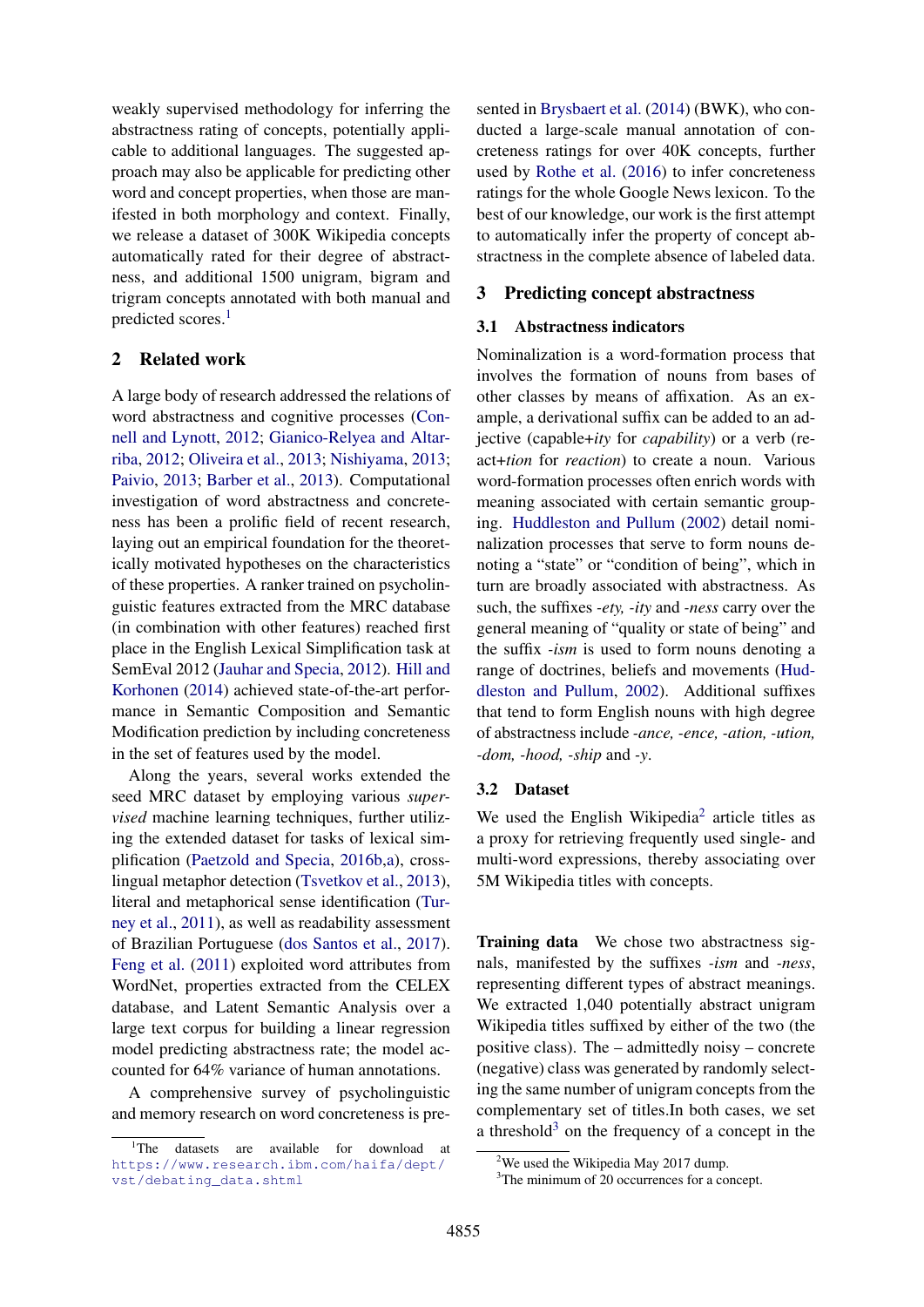weakly supervised methodology for inferring the abstractness rating of concepts, potentially applicable to additional languages. The suggested approach may also be applicable for predicting other word and concept properties, when those are manifested in both morphology and context. Finally, we release a dataset of 300K Wikipedia concepts automatically rated for their degree of abstractness, and additional 1500 unigram, bigram and trigram concepts annotated with both manual and predicted scores.[1]

## 2 Related work

A large body of research addressed the relations of word abstractness and cognitive processes (Connell and Lynott, 2012; Gianico-Relyea and Altarriba, 2012; Oliveira et al., 2013; Nishiyama, 2013; Paivio, 2013; Barber et al., 2013). Computational investigation of word abstractness and concreteness has been a prolific field of recent research, laying out an empirical foundation for the theoretically motivated hypotheses on the characteristics of these properties. A ranker trained on psycholinguistic features extracted from the MRC database (in combination with other features) reached first place in the English Lexical Simplification task at SemEval 2012 (Jauhar and Specia, 2012). Hill and Korhonen (2014) achieved state-of-the-art performance in Semantic Composition and Semantic Modification prediction by including concreteness in the set of features used by the model.

Along the years, several works extended the seed MRC dataset by employing various *supervised* machine learning techniques, further utilizing the extended dataset for tasks of lexical simplification (Paetzold and Specia, 2016b,a), cross-lingual metaphor detection (Tsvetkov et al., 2013), literal and metaphorical sense identification (Turney et al., 2011), as well as readability assessment of Brazilian Portuguese (dos Santos et al., 2017). Feng et al. (2011) exploited word attributes from WordNet, properties extracted from the CELEX database, and Latent Semantic Analysis over a large text corpus for building a linear regression model predicting abstractness rate; the model accounted for 64% variance of human annotations.

A comprehensive survey of psycholinguistic and memory research on word concreteness is presented in Brysbaert et al. (2014) (BWK), who conducted a large-scale manual annotation of concreteness ratings for over 40K concepts, further used by Rothe et al. (2016) to infer concreteness ratings for the whole Google News lexicon. To the best of our knowledge, our work is the first attempt to automatically infer the property of concept abstractness in the complete absence of labeled data.

## 3 Predicting concept abstractness

### 3.1 Abstractness indicators

Nominalization is a word-formation process that involves the formation of nouns from bases of other classes by means of affixation. As an example, a derivational suffix can be added to an adjective (capable+*ity* for *capability*) or a verb (react+*tion* for *reaction*) to create a noun. Various word-formation processes often enrich words with meaning associated with certain semantic grouping. Huddleston and Pullum (2002) detail nominalization processes that serve to form nouns denoting a "state" or "condition of being", which in turn are broadly associated with abstractness. As such, the suffixes *-ety, -ity* and *-ness* carry over the general meaning of "quality or state of being" and the suffix *-ism* is used to form nouns denoting a range of doctrines, beliefs and movements (Huddleston and Pullum, 2002). Additional suffixes that tend to form English nouns with high degree of abstractness include *-ance, -ence, -ation, -ution, -dom, -hood, -ship* and *-y*.

### 3.2 Dataset

We used the English Wikipedia[2] article titles as a proxy for retrieving frequently used single- and multi-word expressions, thereby associating over 5M Wikipedia titles with concepts.

**Training data** We chose two abstractness signals, manifested by the suffixes *-ism* and *-ness*, representing different types of abstract meanings. We extracted 1,040 potentially abstract unigram Wikipedia titles suffixed by either of the two (the positive class). The – admittedly noisy – concrete (negative) class was generated by randomly selecting the same number of unigram concepts from the complementary set of titles.In both cases, we set a threshold[3] on the frequency of a concept in the

[1]The datasets are available for download at https://www.research.ibm.com/haifa/dept/vst/debating_data.shtml

[2]We used the Wikipedia May 2017 dump.

[3]The minimum of 20 occurrences for a concept.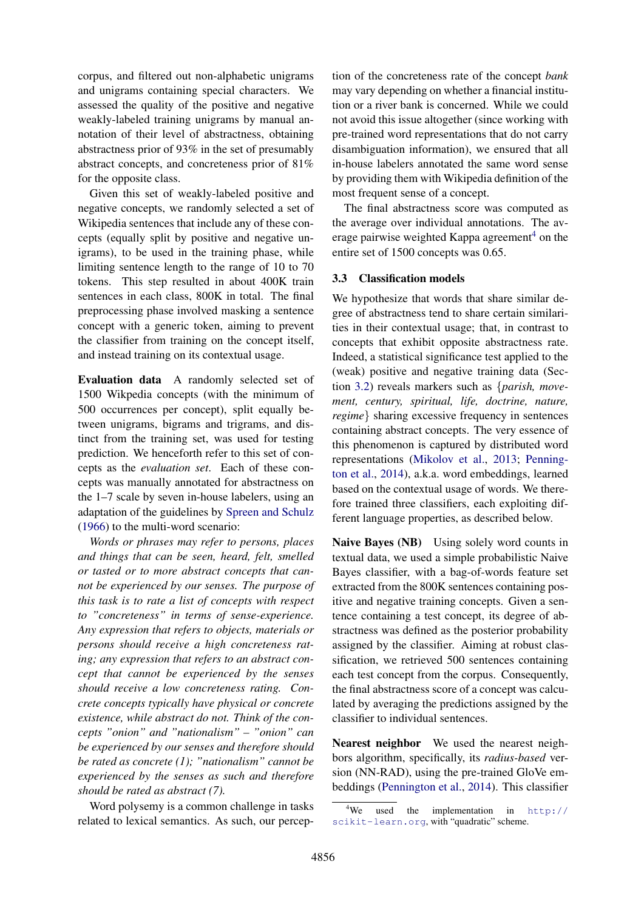corpus, and filtered out non-alphabetic unigrams and unigrams containing special characters. We assessed the quality of the positive and negative weakly-labeled training unigrams by manual annotation of their level of abstractness, obtaining abstractness prior of 93% in the set of presumably abstract concepts, and concreteness prior of 81% for the opposite class.

Given this set of weakly-labeled positive and negative concepts, we randomly selected a set of Wikipedia sentences that include any of these concepts (equally split by positive and negative unigrams), to be used in the training phase, while limiting sentence length to the range of 10 to 70 tokens. This step resulted in about 400K train sentences in each class, 800K in total. The final preprocessing phase involved masking a sentence concept with a generic token, aiming to prevent the classifier from training on the concept itself, and instead training on its contextual usage.

**Evaluation data** A randomly selected set of 1500 Wikpedia concepts (with the minimum of 500 occurrences per concept), split equally between unigrams, bigrams and trigrams, and distinct from the training set, was used for testing prediction. We henceforth refer to this set of concepts as the *evaluation set*. Each of these concepts was manually annotated for abstractness on the 1–7 scale by seven in-house labelers, using an adaptation of the guidelines by Spreen and Schulz (1966) to the multi-word scenario:

*Words or phrases may refer to persons, places and things that can be seen, heard, felt, smelled or tasted or to more abstract concepts that cannot be experienced by our senses. The purpose of this task is to rate a list of concepts with respect to "concreteness" in terms of sense-experience. Any expression that refers to objects, materials or persons should receive a high concreteness rating; any expression that refers to an abstract concept that cannot be experienced by the senses should receive a low concreteness rating. Concrete concepts typically have physical or concrete existence, while abstract do not. Think of the concepts "onion" and "nationalism" – "onion" can be experienced by our senses and therefore should be rated as concrete (1); "nationalism" cannot be experienced by the senses as such and therefore should be rated as abstract (7).*

Word polysemy is a common challenge in tasks related to lexical semantics. As such, our perception of the concreteness rate of the concept *bank* may vary depending on whether a financial institution or a river bank is concerned. While we could not avoid this issue altogether (since working with pre-trained word representations that do not carry disambiguation information), we ensured that all in-house labelers annotated the same word sense by providing them with Wikipedia definition of the most frequent sense of a concept.

The final abstractness score was computed as the average over individual annotations. The average pairwise weighted Kappa agreement[4] on the entire set of 1500 concepts was 0.65.

### 3.3 Classification models

We hypothesize that words that share similar degree of abstractness tend to share certain similarities in their contextual usage; that, in contrast to concepts that exhibit opposite abstractness rate. Indeed, a statistical significance test applied to the (weak) positive and negative training data (Section 3.2) reveals markers such as {*parish, movement, century, spiritual, life, doctrine, nature, regime*} sharing excessive frequency in sentences containing abstract concepts. The very essence of this phenomenon is captured by distributed word representations (Mikolov et al., 2013; Pennington et al., 2014), a.k.a. word embeddings, learned based on the contextual usage of words. We therefore trained three classifiers, each exploiting different language properties, as described below.

**Naive Bayes (NB)** Using solely word counts in textual data, we used a simple probabilistic Naive Bayes classifier, with a bag-of-words feature set extracted from the 800K sentences containing positive and negative training concepts. Given a sentence containing a test concept, its degree of abstractness was defined as the posterior probability assigned by the classifier. Aiming at robust classification, we retrieved 500 sentences containing each test concept from the corpus. Consequently, the final abstractness score of a concept was calculated by averaging the predictions assigned by the classifier to individual sentences.

**Nearest neighbor** We used the nearest neighbors algorithm, specifically, its *radius-based* version (NN-RAD), using the pre-trained GloVe embeddings (Pennington et al., 2014). This classifier

[4] We used the implementation in http://scikit-learn.org, with "quadratic" scheme.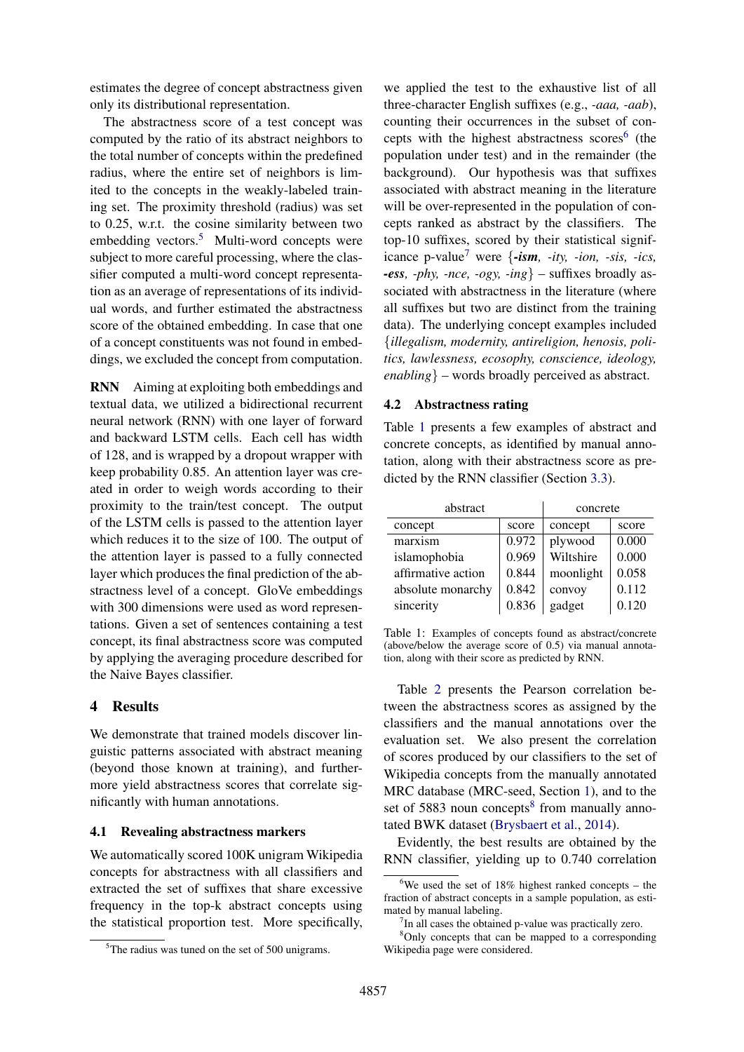estimates the degree of concept abstractness given only its distributional representation.

The abstractness score of a test concept was computed by the ratio of its abstract neighbors to the total number of concepts within the predefined radius, where the entire set of neighbors is limited to the concepts in the weakly-labeled training set. The proximity threshold (radius) was set to 0.25, w.r.t. the cosine similarity between two embedding vectors.[5] Multi-word concepts were subject to more careful processing, where the classifier computed a multi-word concept representation as an average of representations of its individual words, and further estimated the abstractness score of the obtained embedding. In case that one of a concept constituents was not found in embeddings, we excluded the concept from computation.

**RNN** Aiming at exploiting both embeddings and textual data, we utilized a bidirectional recurrent neural network (RNN) with one layer of forward and backward LSTM cells. Each cell has width of 128, and is wrapped by a dropout wrapper with keep probability 0.85. An attention layer was created in order to weigh words according to their proximity to the train/test concept. The output of the LSTM cells is passed to the attention layer which reduces it to the size of 100. The output of the attention layer is passed to a fully connected layer which produces the final prediction of the abstractness level of a concept. GloVe embeddings with 300 dimensions were used as word representations. Given a set of sentences containing a test concept, its final abstractness score was computed by applying the averaging procedure described for the Naive Bayes classifier.

## 4 Results

We demonstrate that trained models discover linguistic patterns associated with abstract meaning (beyond those known at training), and furthermore yield abstractness scores that correlate significantly with human annotations.

### 4.1 Revealing abstractness markers

We automatically scored 100K unigram Wikipedia concepts for abstractness with all classifiers and extracted the set of suffixes that share excessive frequency in the top-k abstract concepts using the statistical proportion test. More specifically, we applied the test to the exhaustive list of all three-character English suffixes (e.g., *-aaa, -aab*), counting their occurrences in the subset of concepts with the highest abstractness scores[6] (the population under test) and in the remainder (the background). Our hypothesis was that suffixes associated with abstract meaning in the literature will be over-represented in the population of concepts ranked as abstract by the classifiers. The top-10 suffixes, scored by their statistical significance p-value[7] were {***-ism***, *-ity, -ion, -sis, -ics,* ***-ess***, *-phy, -nce, -ogy, -ing*} – suffixes broadly associated with abstractness in the literature (where all suffixes but two are distinct from the training data). The underlying concept examples included {*illegalism, modernity, antireligion, henosis, politics, lawlessness, ecosophy, conscience, ideology, enabling*} – words broadly perceived as abstract.

### 4.2 Abstractness rating

Table 1 presents a few examples of abstract and concrete concepts, as identified by manual annotation, along with their abstractness score as predicted by the RNN classifier (Section 3.3).

| abstract | | concrete | |
|---|---|---|---|
| concept | score | concept | score |
| marxism | 0.972 | plywood | 0.000 |
| islamophobia | 0.969 | Wiltshire | 0.000 |
| affirmative action | 0.844 | moonlight | 0.058 |
| absolute monarchy | 0.842 | convoy | 0.112 |
| sincerity | 0.836 | gadget | 0.120 |

Table 1: Examples of concepts found as abstract/concrete (above/below the average score of 0.5) via manual annotation, along with their score as predicted by RNN.

Table 2 presents the Pearson correlation between the abstractness scores as assigned by the classifiers and the manual annotations over the evaluation set. We also present the correlation of scores produced by our classifiers to the set of Wikipedia concepts from the manually annotated MRC database (MRC-seed, Section 1), and to the set of 5883 noun concepts[8] from manually annotated BWK dataset (Brysbaert et al., 2014).

Evidently, the best results are obtained by the RNN classifier, yielding up to 0.740 correlation

[5]The radius was tuned on the set of 500 unigrams.

[6]We used the set of 18% highest ranked concepts – the fraction of abstract concepts in a sample population, as estimated by manual labeling.

[7]In all cases the obtained p-value was practically zero.

[8]Only concepts that can be mapped to a corresponding Wikipedia page were considered.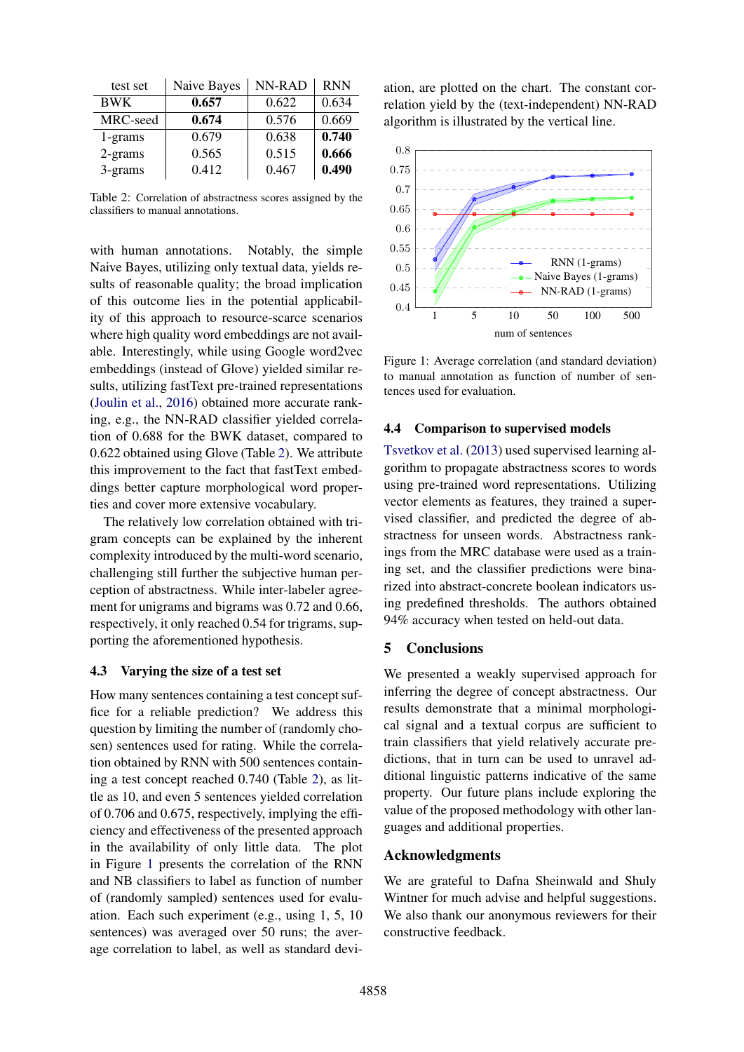| test set | Naive Bayes | NN-RAD | RNN |
|---|---|---|---|
| BWK | **0.657** | 0.622 | 0.634 |
| MRC-seed | **0.674** | 0.576 | 0.669 |
| 1-grams | 0.679 | 0.638 | **0.740** |
| 2-grams | 0.565 | 0.515 | **0.666** |
| 3-grams | 0.412 | 0.467 | **0.490** |

Table 2: Correlation of abstractness scores assigned by the classifiers to manual annotations.

with human annotations. Notably, the simple Naive Bayes, utilizing only textual data, yields results of reasonable quality; the broad implication of this outcome lies in the potential applicability of this approach to resource-scarce scenarios where high quality word embeddings are not available. Interestingly, while using Google word2vec embeddings (instead of Glove) yielded similar results, utilizing fastText pre-trained representations (Joulin et al., 2016) obtained more accurate ranking, e.g., the NN-RAD classifier yielded correlation of 0.688 for the BWK dataset, compared to 0.622 obtained using Glove (Table 2). We attribute this improvement to the fact that fastText embeddings better capture morphological word properties and cover more extensive vocabulary.

The relatively low correlation obtained with trigram concepts can be explained by the inherent complexity introduced by the multi-word scenario, challenging still further the subjective human perception of abstractness. While inter-labeler agreement for unigrams and bigrams was 0.72 and 0.66, respectively, it only reached 0.54 for trigrams, supporting the aforementioned hypothesis.

### 4.3 Varying the size of a test set

How many sentences containing a test concept suffice for a reliable prediction? We address this question by limiting the number of (randomly chosen) sentences used for rating. While the correlation obtained by RNN with 500 sentences containing a test concept reached 0.740 (Table 2), as little as 10, and even 5 sentences yielded correlation of 0.706 and 0.675, respectively, implying the efficiency and effectiveness of the presented approach in the availability of only little data. The plot in Figure 1 presents the correlation of the RNN and NB classifiers to label as function of number of (randomly sampled) sentences used for evaluation. Each such experiment (e.g., using 1, 5, 10 sentences) was averaged over 50 runs; the average correlation to label, as well as standard deviation, are plotted on the chart. The constant correlation yield by the (text-independent) NN-RAD algorithm is illustrated by the vertical line.

Figure 1: Average correlation (and standard deviation) to manual annotation as function of number of sentences used for evaluation.

### 4.4 Comparison to supervised models

Tsvetkov et al. (2013) used supervised learning algorithm to propagate abstractness scores to words using pre-trained word representations. Utilizing vector elements as features, they trained a supervised classifier, and predicted the degree of abstractness for unseen words. Abstractness rankings from the MRC database were used as a training set, and the classifier predictions were binarized into abstract-concrete boolean indicators using predefined thresholds. The authors obtained 94% accuracy when tested on held-out data.

## 5 Conclusions

We presented a weakly supervised approach for inferring the degree of concept abstractness. Our results demonstrate that a minimal morphological signal and a textual corpus are sufficient to train classifiers that yield relatively accurate predictions, that in turn can be used to unravel additional linguistic patterns indicative of the same property. Our future plans include exploring the value of the proposed methodology with other languages and additional properties.

## Acknowledgments

We are grateful to Dafna Sheinwald and Shuly Wintner for much advise and helpful suggestions. We also thank our anonymous reviewers for their constructive feedback.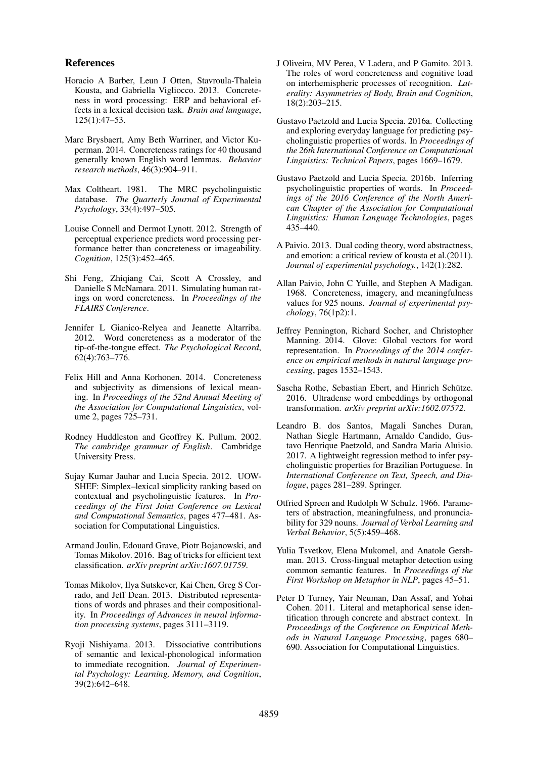## References

Horacio A Barber, Leun J Otten, Stavroula-Thaleia Kousta, and Gabriella Vigliocco. 2013. Concreteness in word processing: ERP and behavioral effects in a lexical decision task. *Brain and language*, 125(1):47–53.

Marc Brysbaert, Amy Beth Warriner, and Victor Kuperman. 2014. Concreteness ratings for 40 thousand generally known English word lemmas. *Behavior research methods*, 46(3):904–911.

Max Coltheart. 1981. The MRC psycholinguistic database. *The Quarterly Journal of Experimental Psychology*, 33(4):497–505.

Louise Connell and Dermot Lynott. 2012. Strength of perceptual experience predicts word processing performance better than concreteness or imageability. *Cognition*, 125(3):452–465.

Shi Feng, Zhiqiang Cai, Scott A Crossley, and Danielle S McNamara. 2011. Simulating human ratings on word concreteness. In *Proceedings of the FLAIRS Conference*.

Jennifer L Gianico-Relyea and Jeanette Altarriba. 2012. Word concreteness as a moderator of the tip-of-the-tongue effect. *The Psychological Record*, 62(4):763–776.

Felix Hill and Anna Korhonen. 2014. Concreteness and subjectivity as dimensions of lexical meaning. In *Proceedings of the 52nd Annual Meeting of the Association for Computational Linguistics*, volume 2, pages 725–731.

Rodney Huddleston and Geoffrey K. Pullum. 2002. *The cambridge grammar of English*. Cambridge University Press.

Sujay Kumar Jauhar and Lucia Specia. 2012. UOW-SHEF: Simplex–lexical simplicity ranking based on contextual and psycholinguistic features. In *Proceedings of the First Joint Conference on Lexical and Computational Semantics*, pages 477–481. Association for Computational Linguistics.

Armand Joulin, Edouard Grave, Piotr Bojanowski, and Tomas Mikolov. 2016. Bag of tricks for efficient text classification. *arXiv preprint arXiv:1607.01759*.

Tomas Mikolov, Ilya Sutskever, Kai Chen, Greg S Corrado, and Jeff Dean. 2013. Distributed representations of words and phrases and their compositionality. In *Proceedings of Advances in neural information processing systems*, pages 3111–3119.

Ryoji Nishiyama. 2013. Dissociative contributions of semantic and lexical-phonological information to immediate recognition. *Journal of Experimental Psychology: Learning, Memory, and Cognition*, 39(2):642–648.

J Oliveira, MV Perea, V Ladera, and P Gamito. 2013. The roles of word concreteness and cognitive load on interhemispheric processes of recognition. *Laterality: Asymmetries of Body, Brain and Cognition*, 18(2):203–215.

Gustavo Paetzold and Lucia Specia. 2016a. Collecting and exploring everyday language for predicting psycholinguistic properties of words. In *Proceedings of the 26th International Conference on Computational Linguistics: Technical Papers*, pages 1669–1679.

Gustavo Paetzold and Lucia Specia. 2016b. Inferring psycholinguistic properties of words. In *Proceedings of the 2016 Conference of the North American Chapter of the Association for Computational Linguistics: Human Language Technologies*, pages 435–440.

A Paivio. 2013. Dual coding theory, word abstractness, and emotion: a critical review of kousta et al.(2011). *Journal of experimental psychology.*, 142(1):282.

Allan Paivio, John C Yuille, and Stephen A Madigan. 1968. Concreteness, imagery, and meaningfulness values for 925 nouns. *Journal of experimental psychology*, 76(1p2):1.

Jeffrey Pennington, Richard Socher, and Christopher Manning. 2014. Glove: Global vectors for word representation. In *Proceedings of the 2014 conference on empirical methods in natural language processing*, pages 1532–1543.

Sascha Rothe, Sebastian Ebert, and Hinrich Schütze. 2016. Ultradense word embeddings by orthogonal transformation. *arXiv preprint arXiv:1602.07572*.

Leandro B. dos Santos, Magali Sanches Duran, Nathan Siegle Hartmann, Arnaldo Candido, Gustavo Henrique Paetzold, and Sandra Maria Aluisio. 2017. A lightweight regression method to infer psycholinguistic properties for Brazilian Portuguese. In *International Conference on Text, Speech, and Dialogue*, pages 281–289. Springer.

Otfried Spreen and Rudolph W Schulz. 1966. Parameters of abstraction, meaningfulness, and pronunciability for 329 nouns. *Journal of Verbal Learning and Verbal Behavior*, 5(5):459–468.

Yulia Tsvetkov, Elena Mukomel, and Anatole Gershman. 2013. Cross-lingual metaphor detection using common semantic features. In *Proceedings of the First Workshop on Metaphor in NLP*, pages 45–51.

Peter D Turney, Yair Neuman, Dan Assaf, and Yohai Cohen. 2011. Literal and metaphorical sense identification through concrete and abstract context. In *Proceedings of the Conference on Empirical Methods in Natural Language Processing*, pages 680–690. Association for Computational Linguistics.